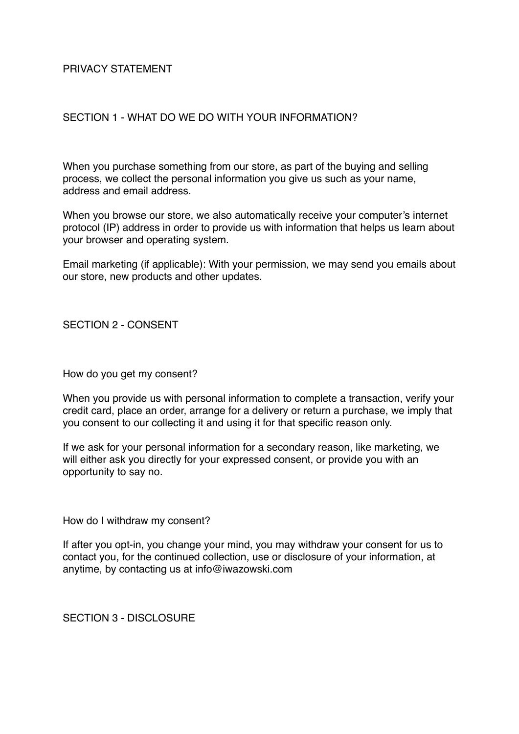# PRIVACY STATEMENT

## SECTION 1 - WHAT DO WE DO WITH YOUR INFORMATION?

When you purchase something from our store, as part of the buying and selling process, we collect the personal information you give us such as your name, address and email address.

When you browse our store, we also automatically receive your computer's internet protocol (IP) address in order to provide us with information that helps us learn about your browser and operating system.

Email marketing (if applicable): With your permission, we may send you emails about our store, new products and other updates.

## SECTION 2 - CONSENT

How do you get my consent?

When you provide us with personal information to complete a transaction, verify your credit card, place an order, arrange for a delivery or return a purchase, we imply that you consent to our collecting it and using it for that specific reason only.

If we ask for your personal information for a secondary reason, like marketing, we will either ask you directly for your expressed consent, or provide you with an opportunity to say no.

How do I withdraw my consent?

If after you opt-in, you change your mind, you may withdraw your consent for us to contact you, for the continued collection, use or disclosure of your information, at anytime, by contacting us at info@iwazowski.com

## SECTION 3 - DISCLOSURE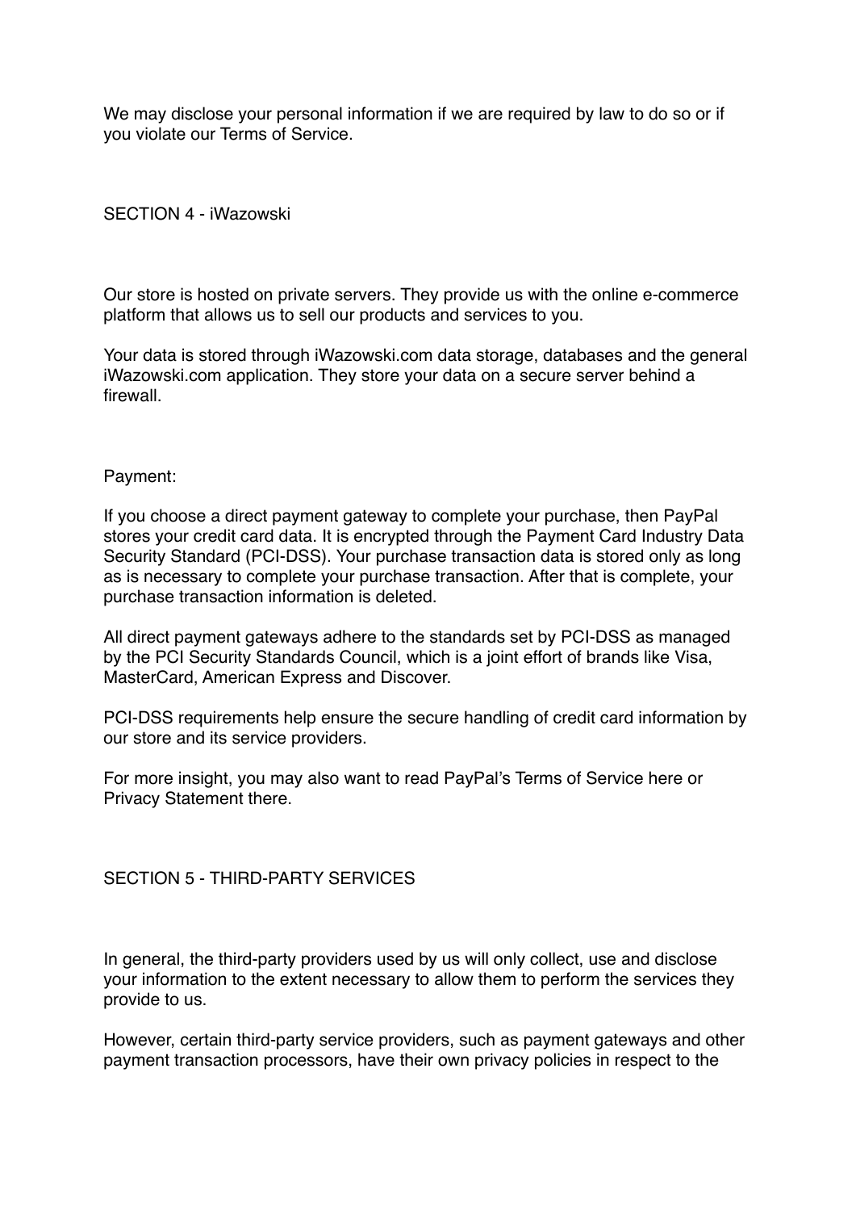We may disclose your personal information if we are required by law to do so or if you violate our Terms of Service.

## SECTION 4 - iWazowski

Our store is hosted on private servers. They provide us with the online e-commerce platform that allows us to sell our products and services to you.

Your data is stored through iWazowski.com data storage, databases and the general iWazowski.com application. They store your data on a secure server behind a firewall.

Payment:

If you choose a direct payment gateway to complete your purchase, then PayPal stores your credit card data. It is encrypted through the Payment Card Industry Data Security Standard (PCI-DSS). Your purchase transaction data is stored only as long as is necessary to complete your purchase transaction. After that is complete, your purchase transaction information is deleted.

All direct payment gateways adhere to the standards set by PCI-DSS as managed by the PCI Security Standards Council, which is a joint effort of brands like Visa, MasterCard, American Express and Discover.

PCI-DSS requirements help ensure the secure handling of credit card information by our store and its service providers.

For more insight, you may also want to read PayPal's Terms of Service here or Privacy Statement there.

## SECTION 5 - THIRD-PARTY SERVICES

In general, the third-party providers used by us will only collect, use and disclose your information to the extent necessary to allow them to perform the services they provide to us.

However, certain third-party service providers, such as payment gateways and other payment transaction processors, have their own privacy policies in respect to the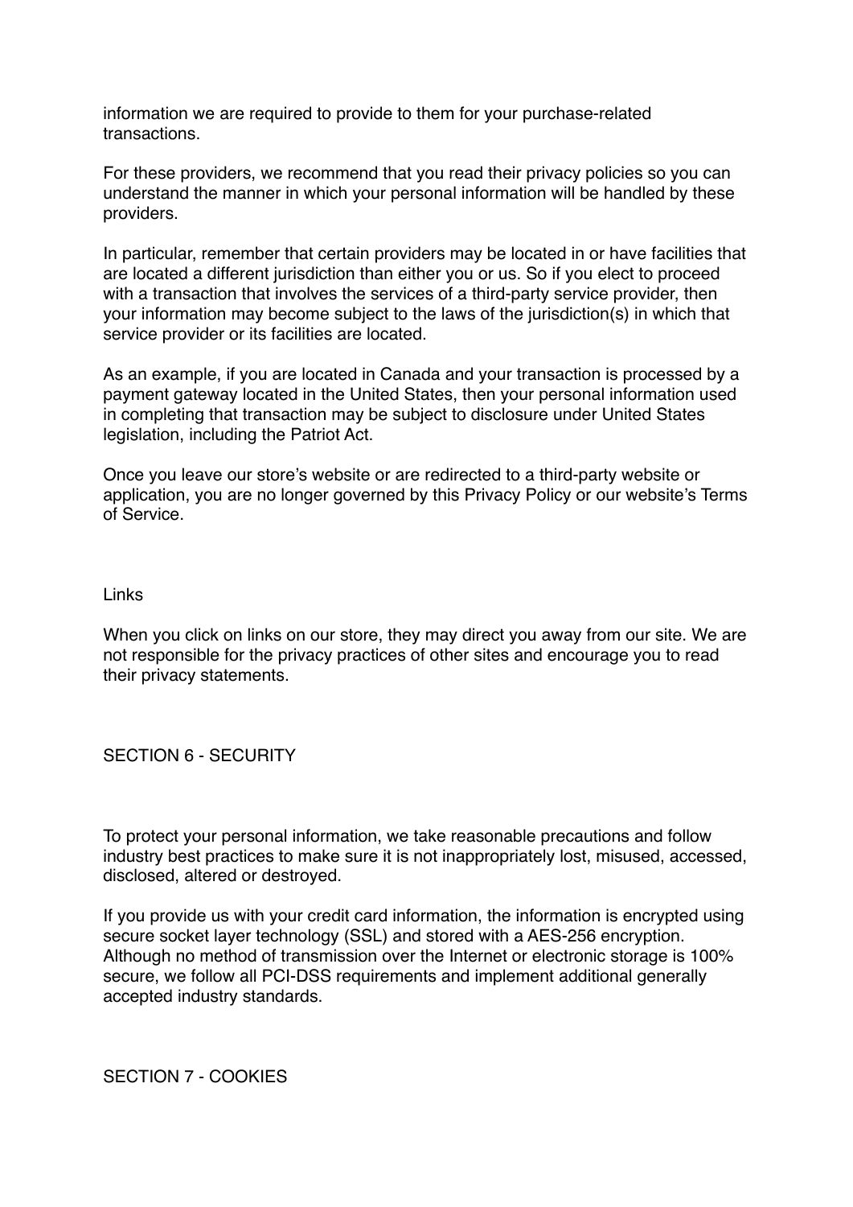information we are required to provide to them for your purchase-related transactions.

For these providers, we recommend that you read their privacy policies so you can understand the manner in which your personal information will be handled by these providers.

In particular, remember that certain providers may be located in or have facilities that are located a different jurisdiction than either you or us. So if you elect to proceed with a transaction that involves the services of a third-party service provider, then your information may become subject to the laws of the jurisdiction(s) in which that service provider or its facilities are located.

As an example, if you are located in Canada and your transaction is processed by a payment gateway located in the United States, then your personal information used in completing that transaction may be subject to disclosure under United States legislation, including the Patriot Act.

Once you leave our store's website or are redirected to a third-party website or application, you are no longer governed by this Privacy Policy or our website's Terms of Service.

### Links

When you click on links on our store, they may direct you away from our site. We are not responsible for the privacy practices of other sites and encourage you to read their privacy statements.

## SECTION 6 - SECURITY

To protect your personal information, we take reasonable precautions and follow industry best practices to make sure it is not inappropriately lost, misused, accessed, disclosed, altered or destroyed.

If you provide us with your credit card information, the information is encrypted using secure socket layer technology (SSL) and stored with a AES-256 encryption. Although no method of transmission over the Internet or electronic storage is 100% secure, we follow all PCI-DSS requirements and implement additional generally accepted industry standards.

## SECTION 7 - COOKIES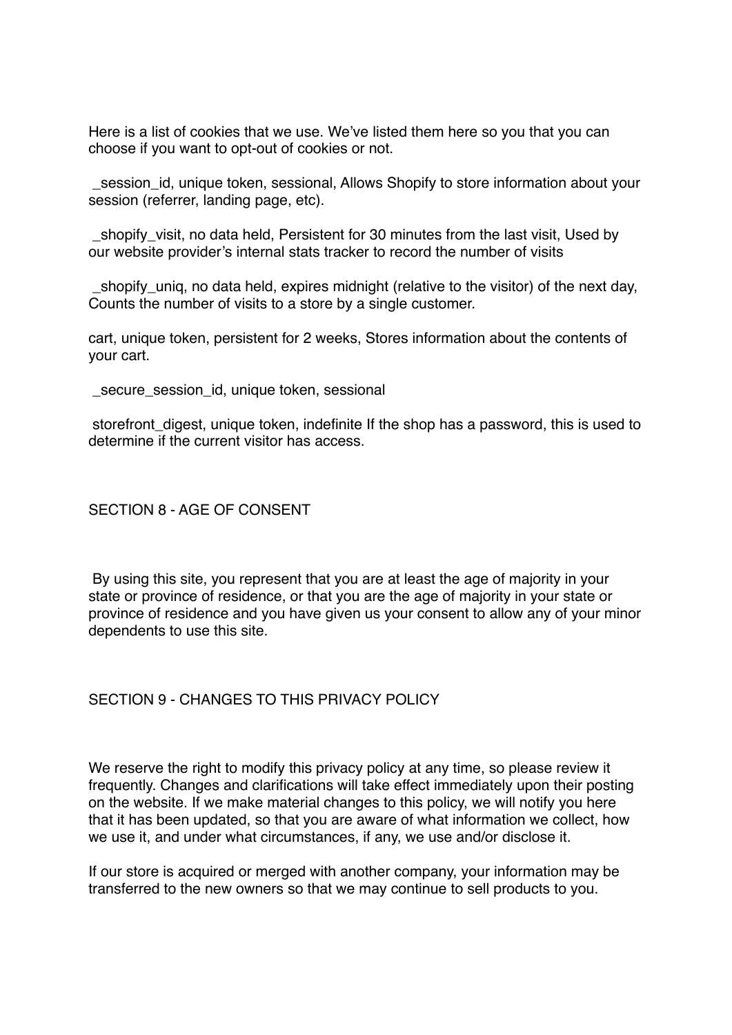Here is a list of cookies that we use. We've listed them here so you that you can choose if you want to opt-out of cookies or not.

_session_id, unique token, sessional, Allows Shopify to store information about your session (referrer, landing page, etc).

_shopify_visit, no data held, Persistent for 30 minutes from the last visit, Used by our website provider's internal stats tracker to record the number of visits

_shopify_uniq, no data held, expires midnight (relative to the visitor) of the next day, Counts the number of visits to a store by a single customer.

cart, unique token, persistent for 2 weeks, Stores information about the contents of your cart.

_secure_session_id, unique token, sessional

storefront_digest, unique token, indefinite If the shop has a password, this is used to determine if the current visitor has access.

## SECTION 8 - AGE OF CONSENT

By using this site, you represent that you are at least the age of majority in your state or province of residence, or that you are the age of majority in your state or province of residence and you have given us your consent to allow any of your minor dependents to use this site.

## SECTION 9 - CHANGES TO THIS PRIVACY POLICY

We reserve the right to modify this privacy policy at any time, so please review it frequently. Changes and clarifications will take effect immediately upon their posting on the website. If we make material changes to this policy, we will notify you here that it has been updated, so that you are aware of what information we collect, how we use it, and under what circumstances, if any, we use and/or disclose it.

If our store is acquired or merged with another company, your information may be transferred to the new owners so that we may continue to sell products to you.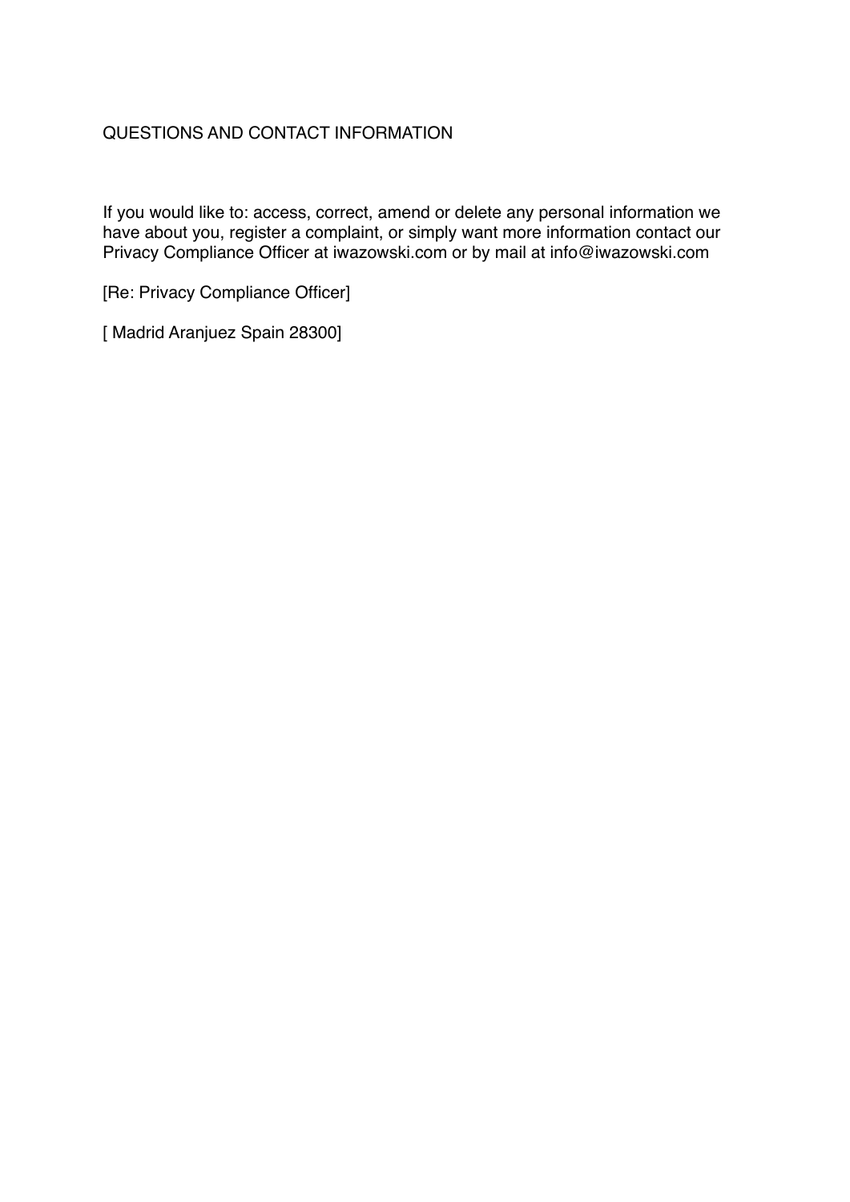## QUESTIONS AND CONTACT INFORMATION

If you would like to: access, correct, amend or delete any personal information we have about you, register a complaint, or simply want more information contact our Privacy Compliance Officer at iwazowski.com or by mail at info@iwazowski.com

[Re: Privacy Compliance Officer]

[ Madrid Aranjuez Spain 28300]